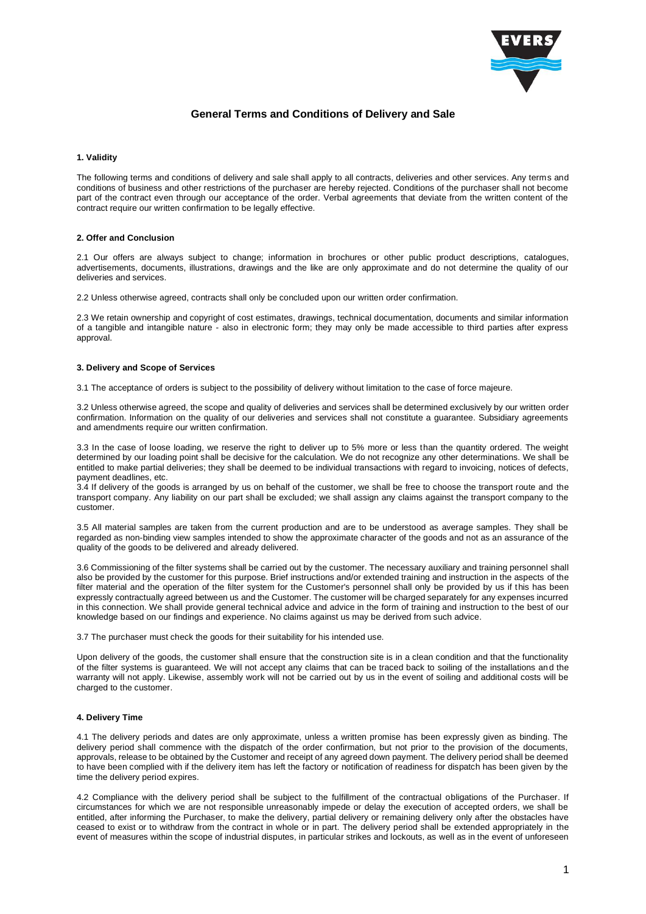# General Terms and Conditions of Delivery and Sale

### 1. Validity

The following terms and conditions of delivery and sale shall apply to all contracts, deliveries and other services. Any terms and conditions of business and other restrictions of the purchaser are hereby rejected. Conditions of the purchaser shall not become part of the contract even through our acceptance of the order. Verbal agreements that deviate from the written content of the contract require our written confirmation to be legally effective.

### 2. Offer and Conclusion

2.1 Our offers are always subject to change; information in brochures or other public product descriptions, catalogues, advertisements, documents, illustrations, drawings and the like are only approximate and do not determine the quality of our deliveries and services.

2.2 Unless otherwise agreed, contracts shall only be concluded upon our written order confirmation.

2.3 We retain ownership and copyright of cost estimates, drawings, technical documentation, documents and similar information of a tangible and intangible nature - also in electronic form; they may only be made accessible to third parties after express approval.

### 3. Delivery and Scope of Services

3.1 The acceptance of orders is subject to the possibility of delivery without limitation to the case of force majeure.

3.2 Unless otherwise agreed, the scope and quality of deliveries and services shall be determined exclusively by our written order confirmation. Information on the quality of our deliveries and services shall not constitute a guarantee. Subsidiary agreements and amendments require our written confirmation.

3.3 In the case of loose loading, we reserve the right to deliver up to 5% more or less than the quantity ordered. The weight determined by our loading point shall be decisive for the calculation. We do not recognize any other determinations. We shall be entitled to make partial deliveries; they shall be deemed to be individual transactions with regard to invoicing, notices of defects, payment deadlines, etc.

3.4 If delivery of the goods is arranged by us on behalf of the customer, we shall be free to choose the transport route and the transport company. Any liability on our part shall be excluded; we shall assign any claims against the transport company to the customer.

3.5 All material samples are taken from the current production and are to be understood as average samples. They shall be regarded as non-binding view samples intended to show the approximate character of the goods and not as an assurance of the quality of the goods to be delivered and already delivered.

3.6 Commissioning of the filter systems shall be carried out by the customer. The necessary auxiliary and training personnel shall also be provided by the customer for this purpose. Brief instructions and/or extended training and instruction in the aspects of the filter material and the operation of the filter system for the Customer's personnel shall only be provided by us if this has been expressly contractually agreed between us and the Customer. The customer will be charged separately for any expenses incurred in this connection. We shall provide general technical advice and advice in the form of training and instruction to the best of our knowledge based on our findings and experience. No claims against us may be derived from such advice.

3.7 The purchaser must check the goods for their suitability for his intended use.

Upon delivery of the goods, the customer shall ensure that the construction site is in a clean condition and that the functionality of the filter systems is guaranteed. We will not accept any claims that can be traced back to soiling of the installations and the warranty will not apply. Likewise, assembly work will not be carried out by us in the event of soiling and additional costs will be charged to the customer.

### 4. Delivery Time

4.1 The delivery periods and dates are only approximate, unless a written promise has been expressly given as binding. The delivery period shall commence with the dispatch of the order confirmation, but not prior to the provision of the documents, approvals, release to be obtained by the Customer and receipt of any agreed down payment. The delivery period shall be deemed to have been complied with if the delivery item has left the factory or notification of readiness for dispatch has been given by the time the delivery period expires.

4.2 Compliance with the delivery period shall be subject to the fulfillment of the contractual obligations of the Purchaser. If circumstances for which we are not responsible unreasonably impede or delay the execution of accepted orders, we shall be entitled, after informing the Purchaser, to make the delivery, partial delivery or remaining delivery only after the obstacles have ceased to exist or to withdraw from the contract in whole or in part. The delivery period shall be extended appropriately in the event of measures within the scope of industrial disputes, in particular strikes and lockouts, as well as in the event of unforeseen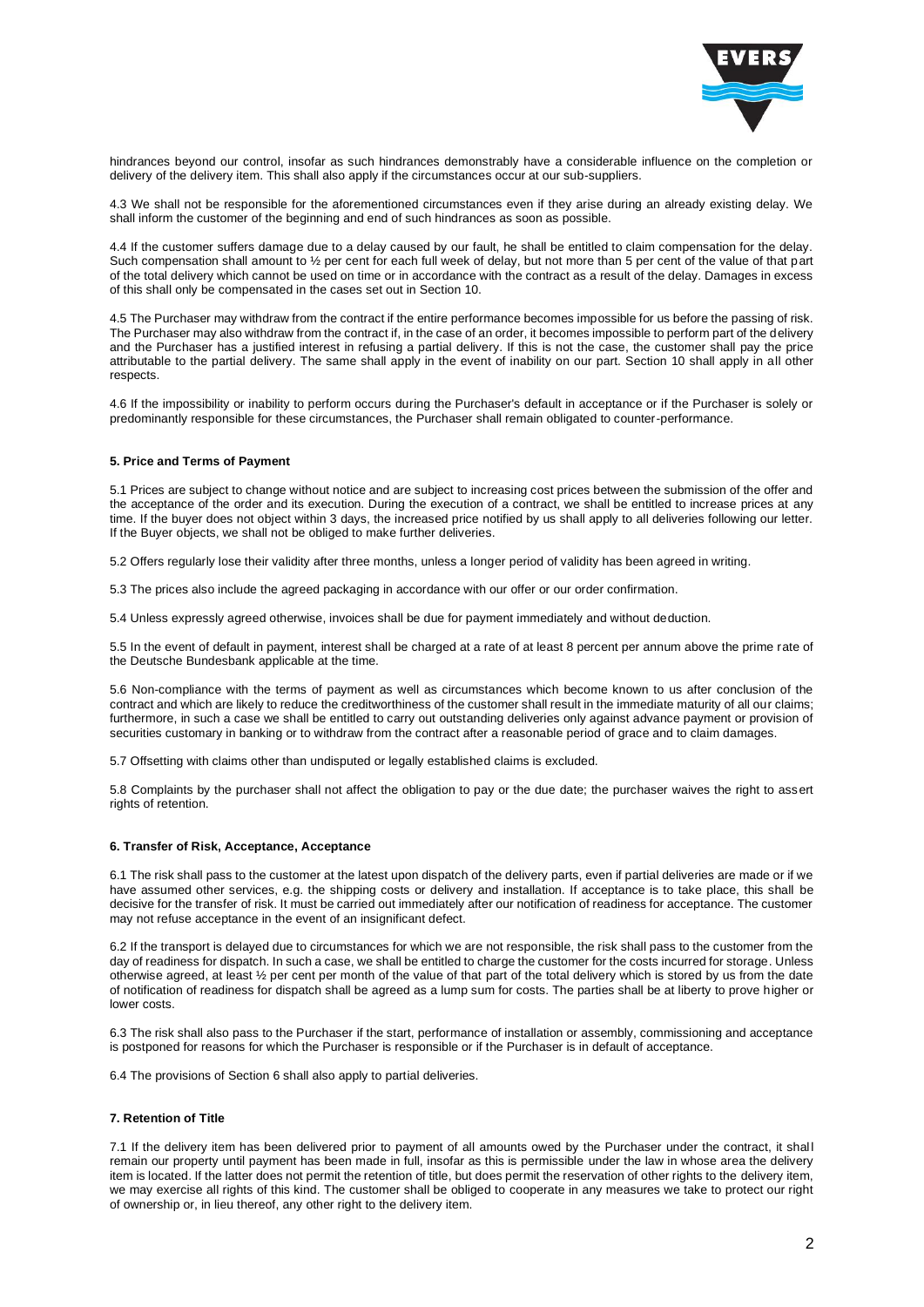hindrances beyond our control, insofar as such hindrances demonstrably have a considerable influence on the completion or delivery of the delivery item. This shall also apply if the circumstances occur at our sub-suppliers.

4.3 We shall not be responsible for the aforementioned circumstances even if they arise during an already existing delay. We shall inform the customer of the beginning and end of such hindrances as soon as possible.

4.4 If the customer suffers damage due to a delay caused by our fault, he shall be entitled to claim compensation for the delay. Such compensation shall amount to ½ per cent for each full week of delay, but not more than 5 per cent of the value of that part of the total delivery which cannot be used on time or in accordance with the contract as a result of the delay. Damages in excess of this shall only be compensated in the cases set out in Section 10.

4.5 The Purchaser may withdraw from the contract if the entire performance becomes impossible for us before the passing of risk. The Purchaser may also withdraw from the contract if, in the case of an order, it becomes impossible to perform part of the delivery and the Purchaser has a justified interest in refusing a partial delivery. If this is not the case, the customer shall pay the price attributable to the partial delivery. The same shall apply in the event of inability on our part. Section 10 shall apply in all other respects.

4.6 If the impossibility or inability to perform occurs during the Purchaser's default in acceptance or if the Purchaser is solely or predominantly responsible for these circumstances, the Purchaser shall remain obligated to counter-performance.

### 5. Price and Terms of Payment

5.1 Prices are subject to change without notice and are subject to increasing cost prices between the submission of the offer and the acceptance of the order and its execution. During the execution of a contract, we shall be entitled to increase prices at any time. If the buyer does not object within 3 days, the increased price notified by us shall apply to all deliveries following our letter. If the Buyer objects, we shall not be obliged to make further deliveries.

5.2 Offers regularly lose their validity after three months, unless a longer period of validity has been agreed in writing.

5.3 The prices also include the agreed packaging in accordance with our offer or our order confirmation.

5.4 Unless expressly agreed otherwise, invoices shall be due for payment immediately and without deduction.

5.5 In the event of default in payment, interest shall be charged at a rate of at least 8 percent per annum above the prime rate of the Deutsche Bundesbank applicable at the time.

5.6 Non-compliance with the terms of payment as well as circumstances which become known to us after conclusion of the contract and which are likely to reduce the creditworthiness of the customer shall result in the immediate maturity of all our claims; furthermore, in such a case we shall be entitled to carry out outstanding deliveries only against advance payment or provision of securities customary in banking or to withdraw from the contract after a reasonable period of grace and to claim damages.

5.7 Offsetting with claims other than undisputed or legally established claims is excluded.

5.8 Complaints by the purchaser shall not affect the obligation to pay or the due date; the purchaser waives the right to assert rights of retention.

### 6. Transfer of Risk, Acceptance, Acceptance

6.1 The risk shall pass to the customer at the latest upon dispatch of the delivery parts, even if partial deliveries are made or if we have assumed other services, e.g. the shipping costs or delivery and installation. If acceptance is to take place, this shall be decisive for the transfer of risk. It must be carried out immediately after our notification of readiness for acceptance. The customer may not refuse acceptance in the event of an insignificant defect.

6.2 If the transport is delayed due to circumstances for which we are not responsible, the risk shall pass to the customer from the day of readiness for dispatch. In such a case, we shall be entitled to charge the customer for the costs incurred for storage. Unless otherwise agreed, at least ½ per cent per month of the value of that part of the total delivery which is stored by us from the date of notification of readiness for dispatch shall be agreed as a lump sum for costs. The parties shall be at liberty to prove higher or lower costs.

6.3 The risk shall also pass to the Purchaser if the start, performance of installation or assembly, commissioning and acceptance is postponed for reasons for which the Purchaser is responsible or if the Purchaser is in default of acceptance.

6.4 The provisions of Section 6 shall also apply to partial deliveries.

### 7. Retention of Title

7.1 If the delivery item has been delivered prior to payment of all amounts owed by the Purchaser under the contract, it shall remain our property until payment has been made in full, insofar as this is permissible under the law in whose area the delivery item is located. If the latter does not permit the retention of title, but does permit the reservation of other rights to the delivery item, we may exercise all rights of this kind. The customer shall be obliged to cooperate in any measures we take to protect our right of ownership or, in lieu thereof, any other right to the delivery item.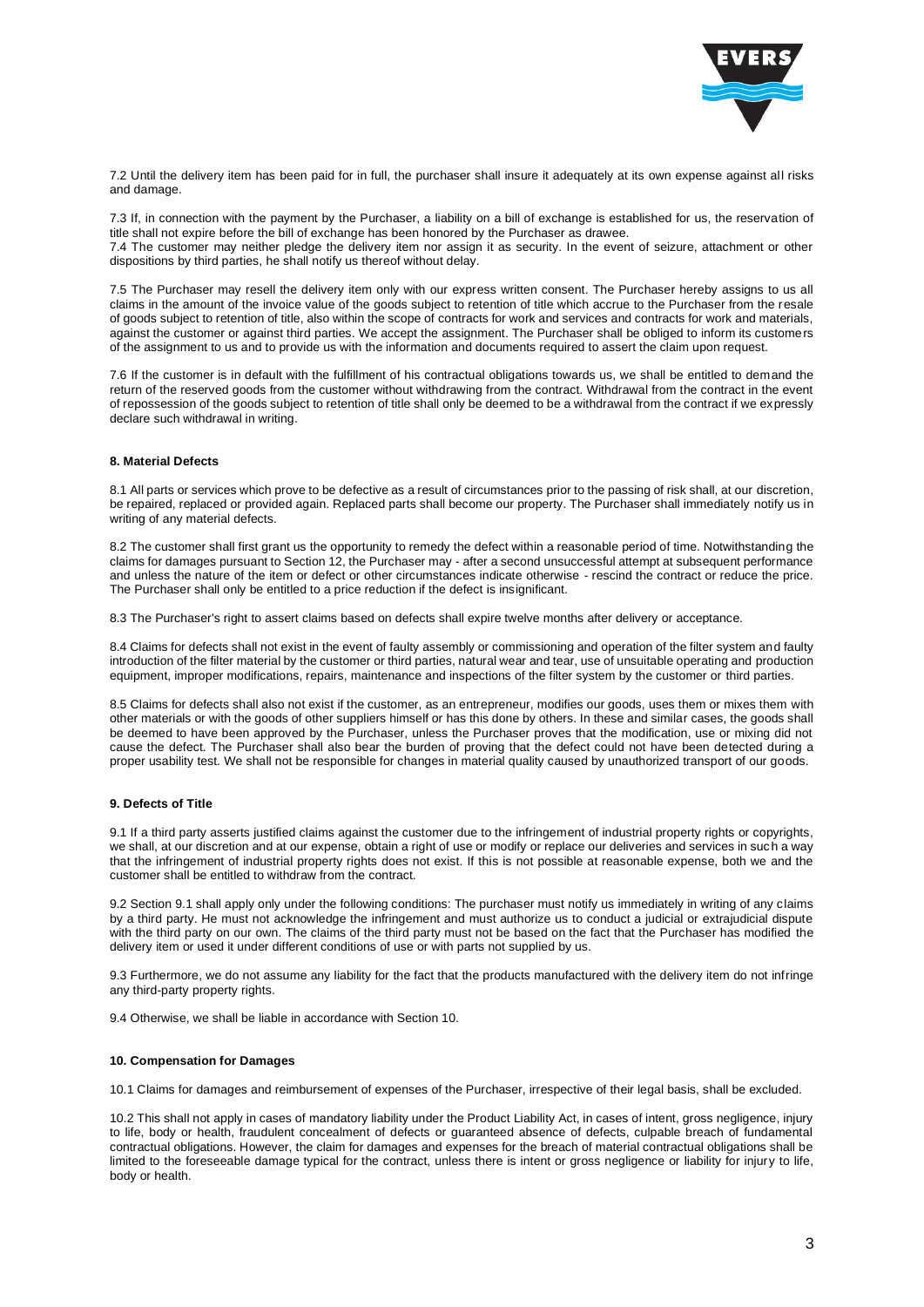7.2 Until the delivery item has been paid for in full, the purchaser shall insure it adequately at its own expense against all risks and damage.

7.3 If, in connection with the payment by the Purchaser, a liability on a bill of exchange is established for us, the reservation of title shall not expire before the bill of exchange has been honored by the Purchaser as drawee.

7.4 The customer may neither pledge the delivery item nor assign it as security. In the event of seizure, attachment or other dispositions by third parties, he shall notify us thereof without delay.

7.5 The Purchaser may resell the delivery item only with our express written consent. The Purchaser hereby assigns to us all claims in the amount of the invoice value of the goods subject to retention of title which accrue to the Purchaser from the resale of goods subject to retention of title, also within the scope of contracts for work and services and contracts for work and materials, against the customer or against third parties. We accept the assignment. The Purchaser shall be obliged to inform its customers of the assignment to us and to provide us with the information and documents required to assert the claim upon request.

7.6 If the customer is in default with the fulfillment of his contractual obligations towards us, we shall be entitled to demand the return of the reserved goods from the customer without withdrawing from the contract. Withdrawal from the contract in the event of repossession of the goods subject to retention of title shall only be deemed to be a withdrawal from the contract if we expressly declare such withdrawal in writing.

#### 8. Material Defects

8.1 All parts or services which prove to be defective as a result of circumstances prior to the passing of risk shall, at our discretion, be repaired, replaced or provided again. Replaced parts shall become our property. The Purchaser shall immediately notify us in writing of any material defects.

8.2 The customer shall first grant us the opportunity to remedy the defect within a reasonable period of time. Notwithstanding the claims for damages pursuant to Section 12, the Purchaser may - after a second unsuccessful attempt at subsequent performance and unless the nature of the item or defect or other circumstances indicate otherwise - rescind the contract or reduce the price. The Purchaser shall only be entitled to a price reduction if the defect is insignificant.

8.3 The Purchaser's right to assert claims based on defects shall expire twelve months after delivery or acceptance.

8.4 Claims for defects shall not exist in the event of faulty assembly or commissioning and operation of the filter system and faulty introduction of the filter material by the customer or third parties, natural wear and tear, use of unsuitable operating and production equipment, improper modifications, repairs, maintenance and inspections of the filter system by the customer or third parties.

8.5 Claims for defects shall also not exist if the customer, as an entrepreneur, modifies our goods, uses them or mixes them with other materials or with the goods of other suppliers himself or has this done by others. In these and similar cases, the goods shall be deemed to have been approved by the Purchaser, unless the Purchaser proves that the modification, use or mixing did not cause the defect. The Purchaser shall also bear the burden of proving that the defect could not have been detected during a proper usability test. We shall not be responsible for changes in material quality caused by unauthorized transport of our goods.

#### 9. Defects of Title

9.1 If a third party asserts justified claims against the customer due to the infringement of industrial property rights or copyrights, we shall, at our discretion and at our expense, obtain a right of use or modify or replace our deliveries and services in such a way that the infringement of industrial property rights does not exist. If this is not possible at reasonable expense, both we and the customer shall be entitled to withdraw from the contract.

9.2 Section 9.1 shall apply only under the following conditions: The purchaser must notify us immediately in writing of any claims by a third party. He must not acknowledge the infringement and must authorize us to conduct a judicial or extrajudicial dispute with the third party on our own. The claims of the third party must not be based on the fact that the Purchaser has modified the delivery item or used it under different conditions of use or with parts not supplied by us.

9.3 Furthermore, we do not assume any liability for the fact that the products manufactured with the delivery item do not infringe any third-party property rights.

9.4 Otherwise, we shall be liable in accordance with Section 10.

#### 10. Compensation for Damages

10.1 Claims for damages and reimbursement of expenses of the Purchaser, irrespective of their legal basis, shall be excluded.

10.2 This shall not apply in cases of mandatory liability under the Product Liability Act, in cases of intent, gross negligence, injury to life, body or health, fraudulent concealment of defects or guaranteed absence of defects, culpable breach of fundamental contractual obligations. However, the claim for damages and expenses for the breach of material contractual obligations shall be limited to the foreseeable damage typical for the contract, unless there is intent or gross negligence or liability for injury to life, body or health.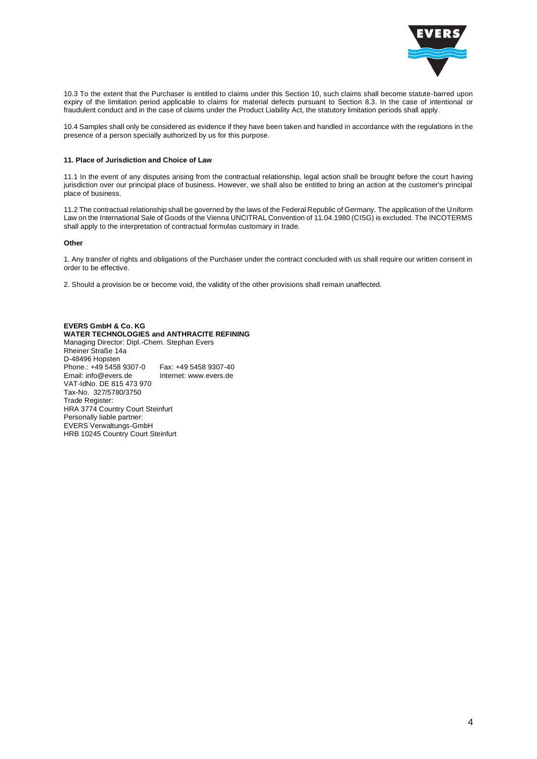10.3 To the extent that the Purchaser is entitled to claims under this Section 10, such claims shall become statute-barred upon expiry of the limitation period applicable to claims for material defects pursuant to Section 8.3. In the case of intentional or fraudulent conduct and in the case of claims under the Product Liability Act, the statutory limitation periods shall apply.

10.4 Samples shall only be considered as evidence if they have been taken and handled in accordance with the regulations in the presence of a person specially authorized by us for this purpose.

**11. Place of Jurisdiction and Choice of Law**

11.1 In the event of any disputes arising from the contractual relationship, legal action shall be brought before the court having jurisdiction over our principal place of business. However, we shall also be entitled to bring an action at the customer's principal place of business.

11.2 The contractual relationship shall be governed by the laws of the Federal Republic of Germany. The application of the Uniform Law on the International Sale of Goods of the Vienna UNCITRAL Convention of 11.04.1980 (CISG) is excluded. The INCOTERMS shall apply to the interpretation of contractual formulas customary in trade.

**Other**

1. Any transfer of rights and obligations of the Purchaser under the contract concluded with us shall require our written consent in order to be effective.

2. Should a provision be or become void, the validity of the other provisions shall remain unaffected.

**EVERS GmbH & Co. KG**
**WATER TECHNOLOGIES and ANTHRACITE REFINING**
Managing Director: Dipl.-Chem. Stephan Evers
Rheiner Straße 14a
D-48496 Hopsten
Phone.: +49 5458 9307-0 Fax: +49 5458 9307-40
Email: info@evers.de Internet: www.evers.de
VAT-IdNo. DE 815 473 970
Tax-No. 327/5780/3750
Trade Register:
HRA 3774 Country Court Steinfurt
Personally liable partner:
EVERS Verwaltungs-GmbH
HRB 10245 Country Court Steinfurt